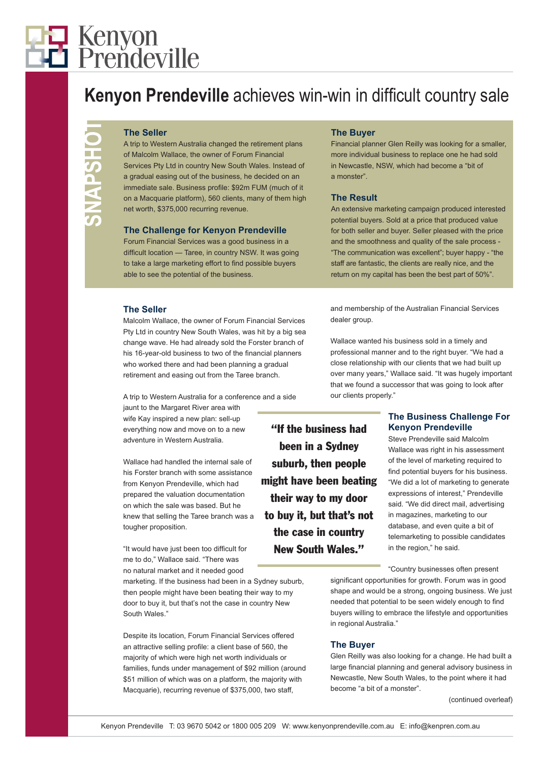Kenyon Prendeville

# Kenyon Prendeville achieves win-win in difficult country sale

SNAPSHOT

### The Seller

A trip to Western Australia changed the retirement plans of Malcolm Wallace, the owner of Forum Financial Services Pty Ltd in country New South Wales. Instead of a gradual easing out of the business, he decided on an immediate sale. Business profile: $92m FUM (much of it on a Macquarie platform), 560 clients, many of them high net worth, $375,000 recurring revenue.

### The Challenge for Kenyon Prendeville

Forum Financial Services was a good business in a difficult location — Taree, in country NSW. It was going to take a large marketing effort to find possible buyers able to see the potential of the business.

### The Buyer

Financial planner Glen Reilly was looking for a smaller, more individual business to replace one he had sold in Newcastle, NSW, which had become a "bit of a monster".

### The Result

An extensive marketing campaign produced interested potential buyers. Sold at a price that produced value for both seller and buyer. Seller pleased with the price and the smoothness and quality of the sale process - "The communication was excellent"; buyer happy - "the staff are fantastic, the clients are really nice, and the return on my capital has been the best part of 50%".

## The Seller

Malcolm Wallace, the owner of Forum Financial Services Pty Ltd in country New South Wales, was hit by a big sea change wave. He had already sold the Forster branch of his 16-year-old business to two of the financial planners who worked there and had been planning a gradual retirement and easing out from the Taree branch.

A trip to Western Australia for a conference and a side jaunt to the Margaret River area with wife Kay inspired a new plan: sell-up everything now and move on to a new adventure in Western Australia.

Wallace had handled the internal sale of his Forster branch with some assistance from Kenyon Prendeville, which had prepared the valuation documentation on which the sale was based. But he knew that selling the Taree branch was a tougher proposition.

"It would have just been too difficult for me to do," Wallace said. "There was no natural market and it needed good marketing. If the business had been in a Sydney suburb, then people might have been beating their way to my door to buy it, but that's not the case in country New South Wales."

Despite its location, Forum Financial Services offered an attractive selling profile: a client base of 560, the majority of which were high net worth individuals or families, funds under management of $92 million (around $51 million of which was on a platform, the majority with Macquarie), recurring revenue of $375,000, two staff, and membership of the Australian Financial Services dealer group.

Wallace wanted his business sold in a timely and professional manner and to the right buyer. "We had a close relationship with our clients that we had built up over many years," Wallace said. "It was hugely important that we found a successor that was going to look after our clients properly."

> **"If the business had been in a Sydney suburb, then people might have been beating their way to my door to buy it, but that's not the case in country New South Wales."**

## The Business Challenge For Kenyon Prendeville

Steve Prendeville said Malcolm Wallace was right in his assessment of the level of marketing required to find potential buyers for his business. "We did a lot of marketing to generate expressions of interest," Prendeville said. "We did direct mail, advertising in magazines, marketing to our database, and even quite a bit of telemarketing to possible candidates in the region," he said.

"Country businesses often present significant opportunities for growth. Forum was in good shape and would be a strong, ongoing business. We just needed that potential to be seen widely enough to find buyers willing to embrace the lifestyle and opportunities in regional Australia."

## The Buyer

Glen Reilly was also looking for a change. He had built a large financial planning and general advisory business in Newcastle, New South Wales, to the point where it had become "a bit of a monster".

(continued overleaf)

Kenyon Prendeville T: 03 9670 5042 or 1800 005 209 W: www.kenyonprendeville.com.au E: info@kenpren.com.au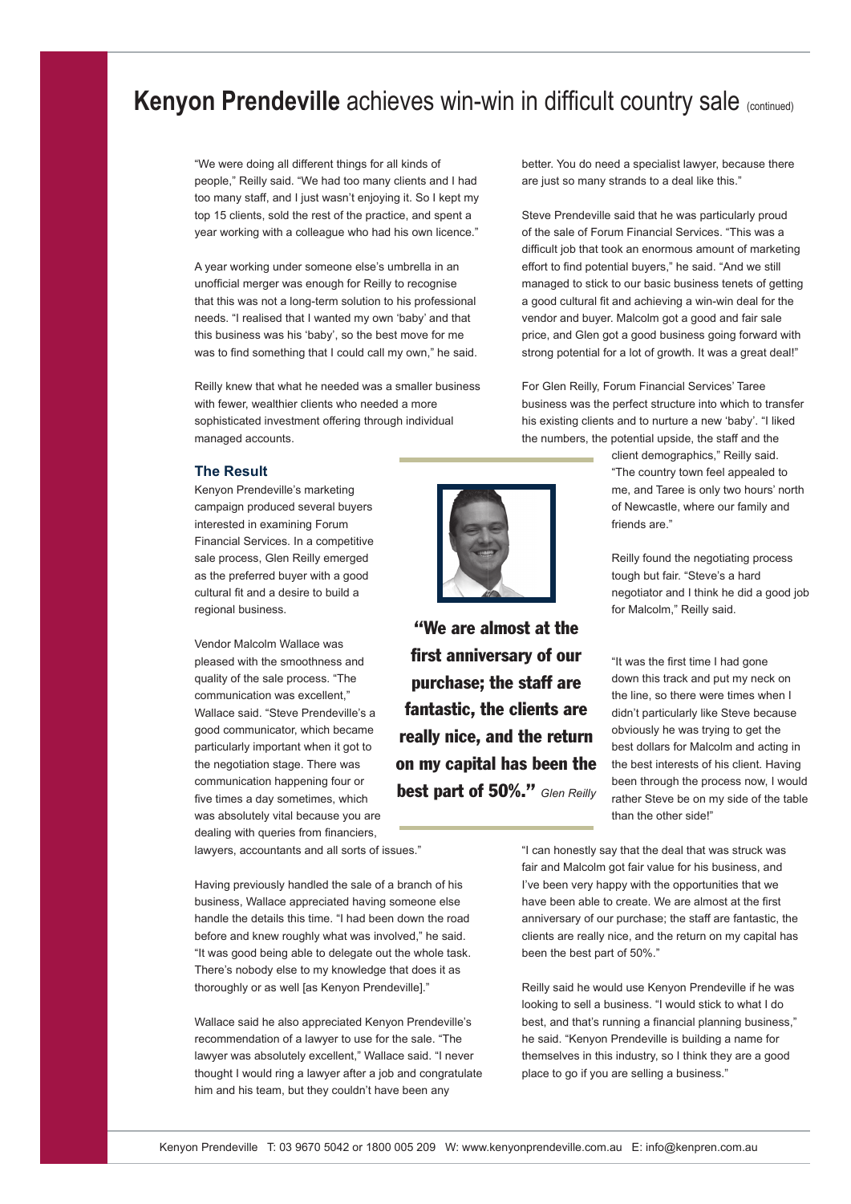# **Kenyon Prendeville** achieves win-win in difficult country sale (continued)

"We were doing all different things for all kinds of people," Reilly said. "We had too many clients and I had too many staff, and I just wasn't enjoying it. So I kept my top 15 clients, sold the rest of the practice, and spent a year working with a colleague who had his own licence."

A year working under someone else's umbrella in an unofficial merger was enough for Reilly to recognise that this was not a long-term solution to his professional needs. "I realised that I wanted my own 'baby' and that this business was his 'baby', so the best move for me was to find something that I could call my own," he said.

Reilly knew that what he needed was a smaller business with fewer, wealthier clients who needed a more sophisticated investment offering through individual managed accounts.

### The Result

Kenyon Prendeville's marketing campaign produced several buyers interested in examining Forum Financial Services. In a competitive sale process, Glen Reilly emerged as the preferred buyer with a good cultural fit and a desire to build a regional business.

Vendor Malcolm Wallace was pleased with the smoothness and quality of the sale process. "The communication was excellent," Wallace said. "Steve Prendeville's a good communicator, which became particularly important when it got to the negotiation stage. There was communication happening four or five times a day sometimes, which was absolutely vital because you are dealing with queries from financiers, lawyers, accountants and all sorts of issues."

Having previously handled the sale of a branch of his business, Wallace appreciated having someone else handle the details this time. "I had been down the road before and knew roughly what was involved," he said. "It was good being able to delegate out the whole task. There's nobody else to my knowledge that does it as thoroughly or as well [as Kenyon Prendeville]."

Wallace said he also appreciated Kenyon Prendeville's recommendation of a lawyer to use for the sale. "The lawyer was absolutely excellent," Wallace said. "I never thought I would ring a lawyer after a job and congratulate him and his team, but they couldn't have been any better. You do need a specialist lawyer, because there are just so many strands to a deal like this."

Steve Prendeville said that he was particularly proud of the sale of Forum Financial Services. "This was a difficult job that took an enormous amount of marketing effort to find potential buyers," he said. "And we still managed to stick to our basic business tenets of getting a good cultural fit and achieving a win-win deal for the vendor and buyer. Malcolm got a good and fair sale price, and Glen got a good business going forward with strong potential for a lot of growth. It was a great deal!"

For Glen Reilly, Forum Financial Services' Taree business was the perfect structure into which to transfer his existing clients and to nurture a new 'baby'. "I liked the numbers, the potential upside, the staff and the client demographics," Reilly said. "The country town feel appealed to me, and Taree is only two hours' north of Newcastle, where our family and friends are."

Reilly found the negotiating process tough but fair. "Steve's a hard negotiator and I think he did a good job for Malcolm," Reilly said.

"It was the first time I had gone down this track and put my neck on the line, so there were times when I didn't particularly like Steve because obviously he was trying to get the best dollars for Malcolm and acting in the best interests of his client. Having been through the process now, I would rather Steve be on my side of the table than the other side!"

"I can honestly say that the deal that was struck was fair and Malcolm got fair value for his business, and I've been very happy with the opportunities that we have been able to create. We are almost at the first anniversary of our purchase; the staff are fantastic, the clients are really nice, and the return on my capital has been the best part of 50%."

Reilly said he would use Kenyon Prendeville if he was looking to sell a business. "I would stick to what I do best, and that's running a financial planning business," he said. "Kenyon Prendeville is building a name for themselves in this industry, so I think they are a good place to go if you are selling a business."

> **"We are almost at the first anniversary of our purchase; the staff are fantastic, the clients are really nice, and the return on my capital has been the best part of 50%."** *Glen Reilly*

Kenyon Prendeville T: 03 9670 5042 or 1800 005 209 W: www.kenyonprendeville.com.au E: info@kenpren.com.au